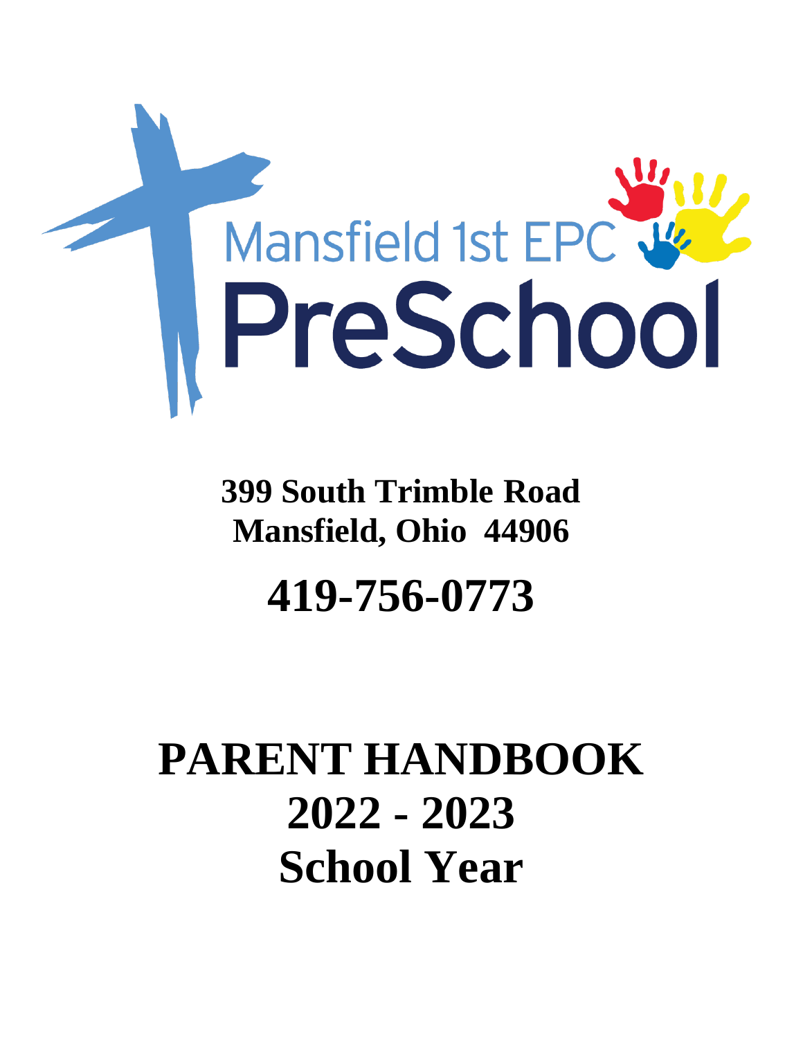Mansfield 1st EPC

# PreSchool

**399 South Trimble Road**
**Mansfield, Ohio 44906**

## 419-756-0773

# PARENT HANDBOOK
# 2022 - 2023
# School Year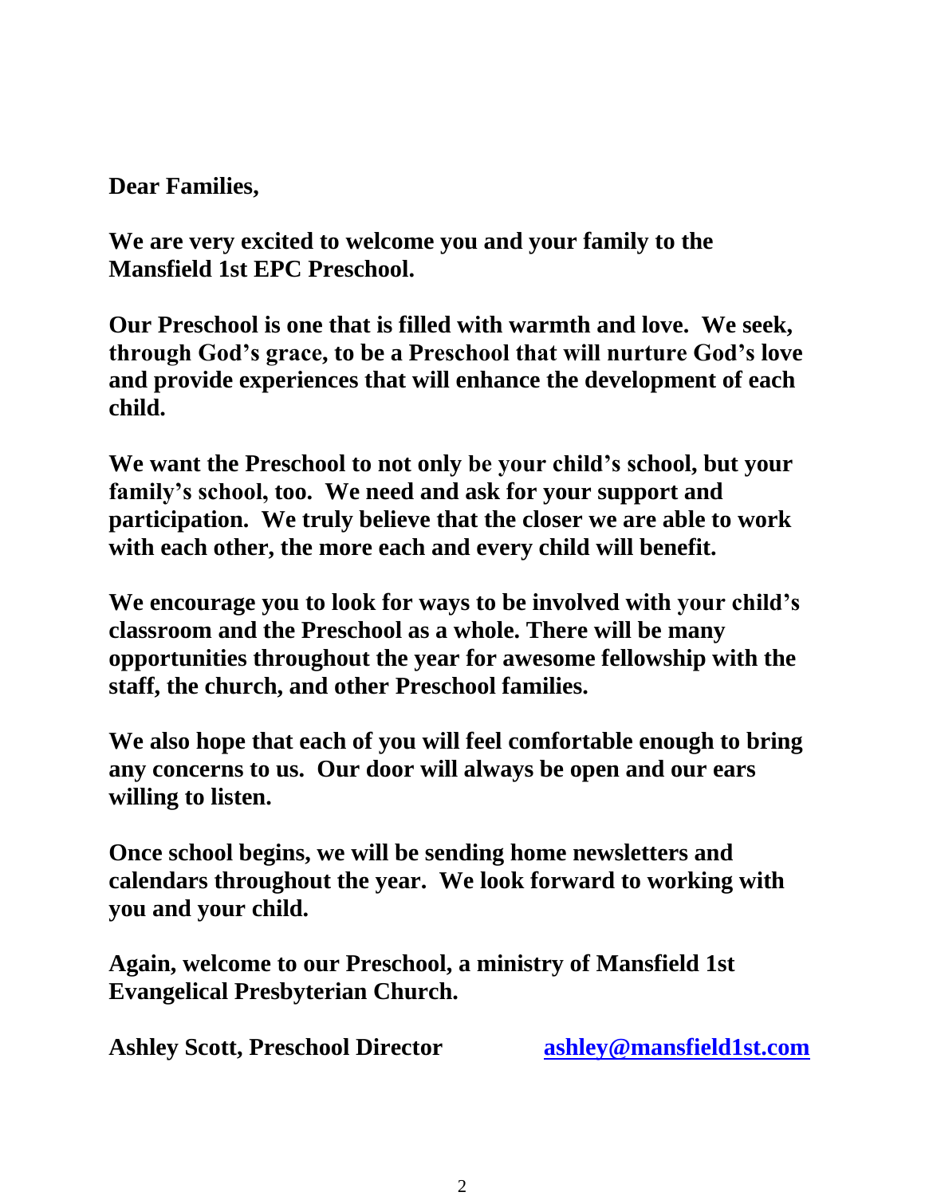**Dear Families,**

**We are very excited to welcome you and your family to the Mansfield 1st EPC Preschool.**

**Our Preschool is one that is filled with warmth and love. We seek, through God's grace, to be a Preschool that will nurture God's love and provide experiences that will enhance the development of each child.**

**We want the Preschool to not only be your child's school, but your family's school, too. We need and ask for your support and participation. We truly believe that the closer we are able to work with each other, the more each and every child will benefit.**

**We encourage you to look for ways to be involved with your child's classroom and the Preschool as a whole. There will be many opportunities throughout the year for awesome fellowship with the staff, the church, and other Preschool families.**

**We also hope that each of you will feel comfortable enough to bring any concerns to us. Our door will always be open and our ears willing to listen.**

**Once school begins, we will be sending home newsletters and calendars throughout the year. We look forward to working with you and your child.**

**Again, welcome to our Preschool, a ministry of Mansfield 1st Evangelical Presbyterian Church.**

**Ashley Scott, Preschool Director** **ashley@mansfield1st.com**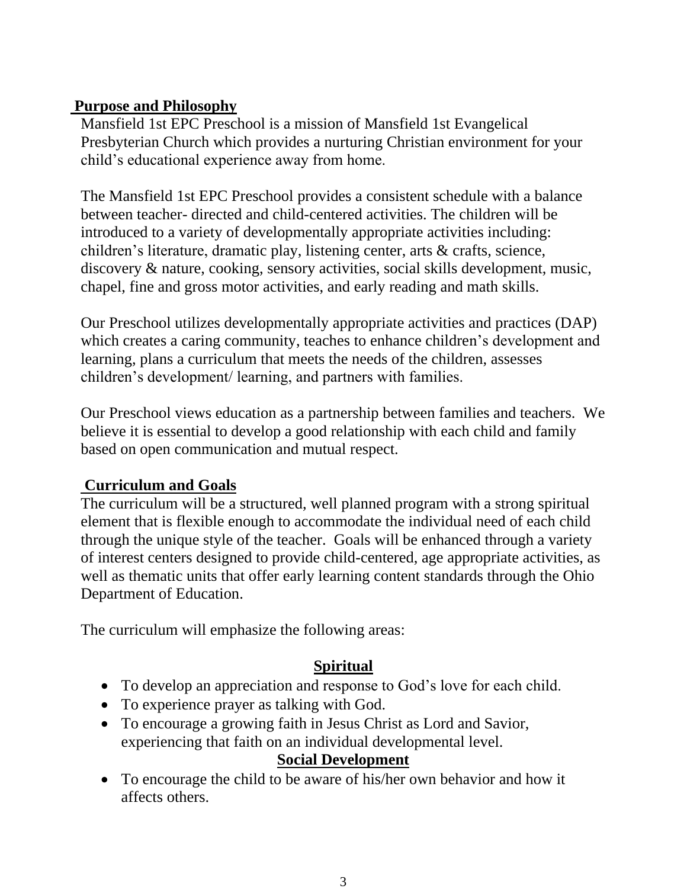## Purpose and Philosophy

Mansfield 1st EPC Preschool is a mission of Mansfield 1st Evangelical Presbyterian Church which provides a nurturing Christian environment for your child's educational experience away from home.

The Mansfield 1st EPC Preschool provides a consistent schedule with a balance between teacher- directed and child-centered activities. The children will be introduced to a variety of developmentally appropriate activities including: children's literature, dramatic play, listening center, arts & crafts, science, discovery & nature, cooking, sensory activities, social skills development, music, chapel, fine and gross motor activities, and early reading and math skills.

Our Preschool utilizes developmentally appropriate activities and practices (DAP) which creates a caring community, teaches to enhance children's development and learning, plans a curriculum that meets the needs of the children, assesses children's development/ learning, and partners with families.

Our Preschool views education as a partnership between families and teachers. We believe it is essential to develop a good relationship with each child and family based on open communication and mutual respect.

## Curriculum and Goals

The curriculum will be a structured, well planned program with a strong spiritual element that is flexible enough to accommodate the individual need of each child through the unique style of the teacher. Goals will be enhanced through a variety of interest centers designed to provide child-centered, age appropriate activities, as well as thematic units that offer early learning content standards through the Ohio Department of Education.

The curriculum will emphasize the following areas:

### Spiritual

- To develop an appreciation and response to God's love for each child.
- To experience prayer as talking with God.
- To encourage a growing faith in Jesus Christ as Lord and Savior, experiencing that faith on an individual developmental level.

### Social Development

- To encourage the child to be aware of his/her own behavior and how it affects others.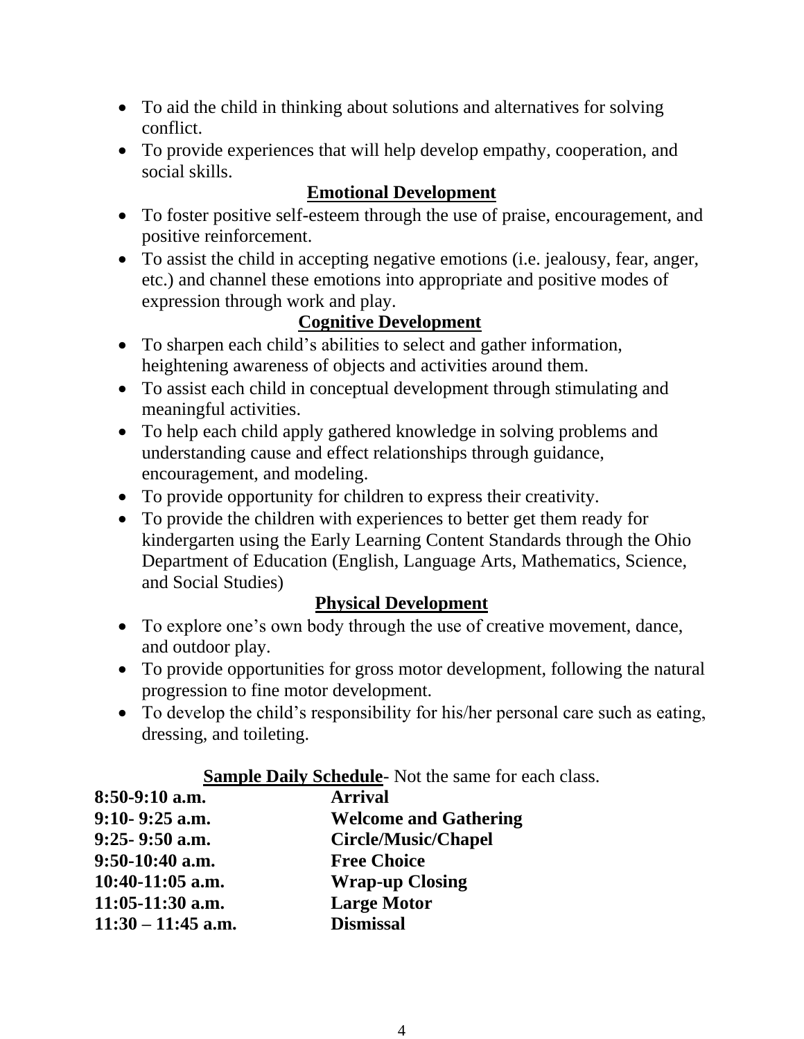- To aid the child in thinking about solutions and alternatives for solving conflict.
- To provide experiences that will help develop empathy, cooperation, and social skills.

## Emotional Development

- To foster positive self-esteem through the use of praise, encouragement, and positive reinforcement.
- To assist the child in accepting negative emotions (i.e. jealousy, fear, anger, etc.) and channel these emotions into appropriate and positive modes of expression through work and play.

## Cognitive Development

- To sharpen each child's abilities to select and gather information, heightening awareness of objects and activities around them.
- To assist each child in conceptual development through stimulating and meaningful activities.
- To help each child apply gathered knowledge in solving problems and understanding cause and effect relationships through guidance, encouragement, and modeling.
- To provide opportunity for children to express their creativity.
- To provide the children with experiences to better get them ready for kindergarten using the Early Learning Content Standards through the Ohio Department of Education (English, Language Arts, Mathematics, Science, and Social Studies)

## Physical Development

- To explore one's own body through the use of creative movement, dance, and outdoor play.
- To provide opportunities for gross motor development, following the natural progression to fine motor development.
- To develop the child's responsibility for his/her personal care such as eating, dressing, and toileting.

**Sample Daily Schedule**- Not the same for each class.

| Time | Activity |
|---|---|
| **8:50-9:10 a.m.** | **Arrival** |
| **9:10- 9:25 a.m.** | **Welcome and Gathering** |
| **9:25- 9:50 a.m.** | **Circle/Music/Chapel** |
| **9:50-10:40 a.m.** | **Free Choice** |
| **10:40-11:05 a.m.** | **Wrap-up Closing** |
| **11:05-11:30 a.m.** | **Large Motor** |
| **11:30 – 11:45 a.m.** | **Dismissal** |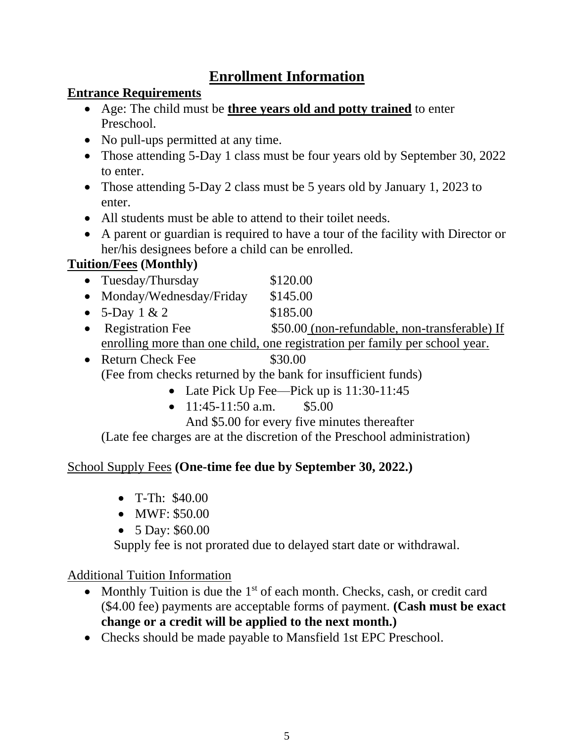# Enrollment Information

**Entrance Requirements**

- Age: The child must be **three years old and potty trained** to enter Preschool.
- No pull-ups permitted at any time.
- Those attending 5-Day 1 class must be four years old by September 30, 2022 to enter.
- Those attending 5-Day 2 class must be 5 years old by January 1, 2023 to enter.
- All students must be able to attend to their toilet needs.
- A parent or guardian is required to have a tour of the facility with Director or her/his designees before a child can be enrolled.

**Tuition/Fees (Monthly)**

- Tuesday/Thursday $120.00
- Monday/Wednesday/Friday $145.00
- 5-Day 1 & 2 $185.00
- Registration Fee $50.00 (non-refundable, non-transferable) If enrolling more than one child, one registration per family per school year.
- Return Check Fee $30.00
  (Fee from checks returned by the bank for insufficient funds)
    - Late Pick Up Fee—Pick up is 11:30-11:45
    - 11:45-11:50 a.m. $5.00
      And $5.00 for every five minutes thereafter

  (Late fee charges are at the discretion of the Preschool administration)

School Supply Fees **(One-time fee due by September 30, 2022.)**

- T-Th: $40.00
- MWF: $50.00
- 5 Day: $60.00

Supply fee is not prorated due to delayed start date or withdrawal.

Additional Tuition Information

- Monthly Tuition is due the 1st of each month. Checks, cash, or credit card ($4.00 fee) payments are acceptable forms of payment. **(Cash must be exact change or a credit will be applied to the next month.)**
- Checks should be made payable to Mansfield 1st EPC Preschool.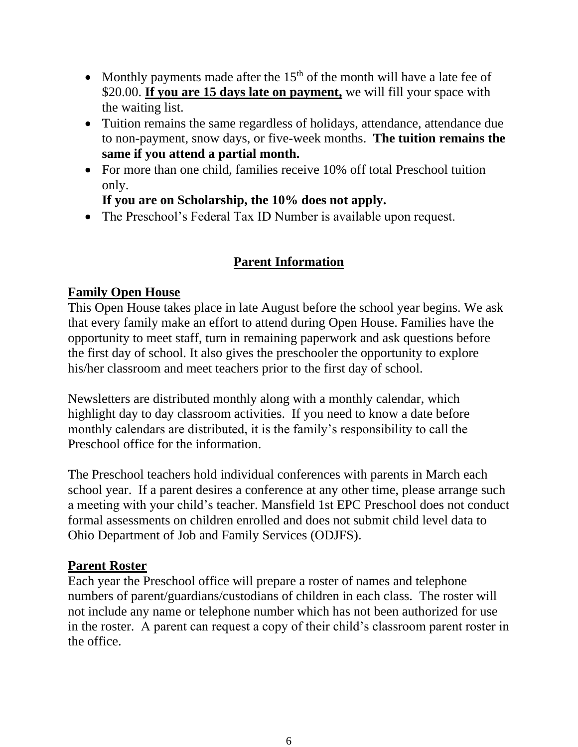- Monthly payments made after the 15th of the month will have a late fee of $20.00. **<u>If you are 15 days late on payment,</u>** we will fill your space with the waiting list.
- Tuition remains the same regardless of holidays, attendance, attendance due to non-payment, snow days, or five-week months. **The tuition remains the same if you attend a partial month.**
- For more than one child, families receive 10% off total Preschool tuition only.
  **If you are on Scholarship, the 10% does not apply.**
- The Preschool's Federal Tax ID Number is available upon request.

## Parent Information

### Family Open House

This Open House takes place in late August before the school year begins. We ask that every family make an effort to attend during Open House. Families have the opportunity to meet staff, turn in remaining paperwork and ask questions before the first day of school. It also gives the preschooler the opportunity to explore his/her classroom and meet teachers prior to the first day of school.

Newsletters are distributed monthly along with a monthly calendar, which highlight day to day classroom activities. If you need to know a date before monthly calendars are distributed, it is the family's responsibility to call the Preschool office for the information.

The Preschool teachers hold individual conferences with parents in March each school year. If a parent desires a conference at any other time, please arrange such a meeting with your child's teacher. Mansfield 1st EPC Preschool does not conduct formal assessments on children enrolled and does not submit child level data to Ohio Department of Job and Family Services (ODJFS).

### Parent Roster

Each year the Preschool office will prepare a roster of names and telephone numbers of parent/guardians/custodians of children in each class. The roster will not include any name or telephone number which has not been authorized for use in the roster. A parent can request a copy of their child's classroom parent roster in the office.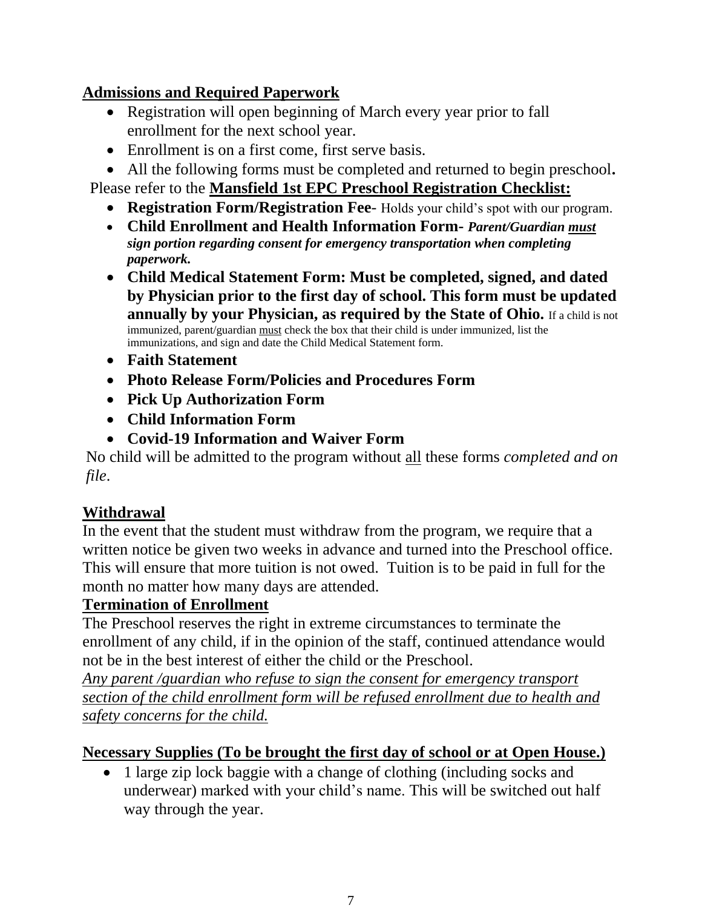## Admissions and Required Paperwork

- Registration will open beginning of March every year prior to fall enrollment for the next school year.
- Enrollment is on a first come, first serve basis.
- All the following forms must be completed and returned to begin preschool**.**

Please refer to the **Mansfield 1st EPC Preschool Registration Checklist:**

- **Registration Form/Registration Fee**- Holds your child's spot with our program.
- **Child Enrollment and Health Information Form**- ***Parent/Guardian must sign portion regarding consent for emergency transportation when completing paperwork.***
- **Child Medical Statement Form: Must be completed, signed, and dated by Physician prior to the first day of school. This form must be updated annually by your Physician, as required by the State of Ohio.** If a child is not immunized, parent/guardian must check the box that their child is under immunized, list the immunizations, and sign and date the Child Medical Statement form.
- **Faith Statement**
- **Photo Release Form/Policies and Procedures Form**
- **Pick Up Authorization Form**
- **Child Information Form**
- **Covid-19 Information and Waiver Form**

No child will be admitted to the program without all these forms *completed and on file*.

## Withdrawal

In the event that the student must withdraw from the program, we require that a written notice be given two weeks in advance and turned into the Preschool office. This will ensure that more tuition is not owed. Tuition is to be paid in full for the month no matter how many days are attended.

## Termination of Enrollment

The Preschool reserves the right in extreme circumstances to terminate the enrollment of any child, if in the opinion of the staff, continued attendance would not be in the best interest of either the child or the Preschool.

*Any parent /guardian who refuse to sign the consent for emergency transport section of the child enrollment form will be refused enrollment due to health and safety concerns for the child.*

## Necessary Supplies (To be brought the first day of school or at Open House.)

- 1 large zip lock baggie with a change of clothing (including socks and underwear) marked with your child's name. This will be switched out half way through the year.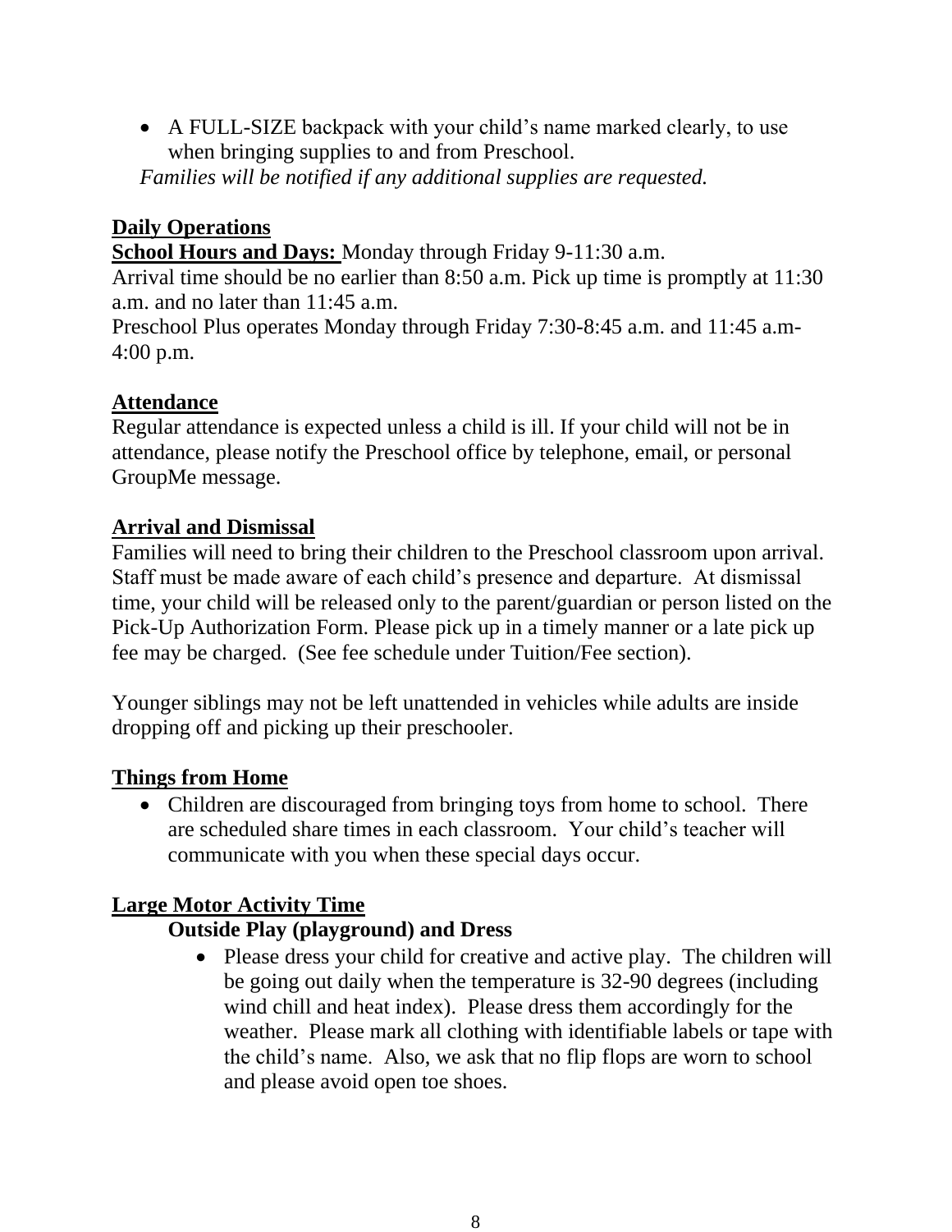- A FULL-SIZE backpack with your child's name marked clearly, to use when bringing supplies to and from Preschool.

*Families will be notified if any additional supplies are requested.*

## Daily Operations

**School Hours and Days:** Monday through Friday 9-11:30 a.m.
Arrival time should be no earlier than 8:50 a.m. Pick up time is promptly at 11:30 a.m. and no later than 11:45 a.m.
Preschool Plus operates Monday through Friday 7:30-8:45 a.m. and 11:45 a.m-4:00 p.m.

## Attendance

Regular attendance is expected unless a child is ill. If your child will not be in attendance, please notify the Preschool office by telephone, email, or personal GroupMe message.

## Arrival and Dismissal

Families will need to bring their children to the Preschool classroom upon arrival. Staff must be made aware of each child's presence and departure. At dismissal time, your child will be released only to the parent/guardian or person listed on the Pick-Up Authorization Form. Please pick up in a timely manner or a late pick up fee may be charged. (See fee schedule under Tuition/Fee section).

Younger siblings may not be left unattended in vehicles while adults are inside dropping off and picking up their preschooler.

## Things from Home

- Children are discouraged from bringing toys from home to school. There are scheduled share times in each classroom. Your child's teacher will communicate with you when these special days occur.

## Large Motor Activity Time

### Outside Play (playground) and Dress

- Please dress your child for creative and active play. The children will be going out daily when the temperature is 32-90 degrees (including wind chill and heat index). Please dress them accordingly for the weather. Please mark all clothing with identifiable labels or tape with the child's name. Also, we ask that no flip flops are worn to school and please avoid open toe shoes.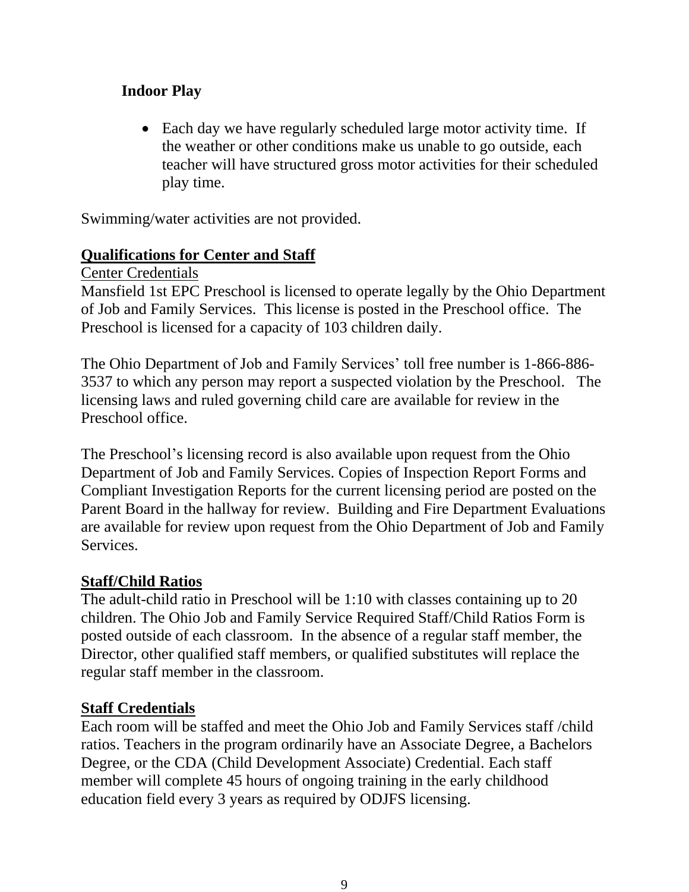**Indoor Play**

- Each day we have regularly scheduled large motor activity time. If the weather or other conditions make us unable to go outside, each teacher will have structured gross motor activities for their scheduled play time.

Swimming/water activities are not provided.

## Qualifications for Center and Staff

Center Credentials

Mansfield 1st EPC Preschool is licensed to operate legally by the Ohio Department of Job and Family Services. This license is posted in the Preschool office. The Preschool is licensed for a capacity of 103 children daily.

The Ohio Department of Job and Family Services' toll free number is 1-866-886-3537 to which any person may report a suspected violation by the Preschool. The licensing laws and ruled governing child care are available for review in the Preschool office.

The Preschool's licensing record is also available upon request from the Ohio Department of Job and Family Services. Copies of Inspection Report Forms and Compliant Investigation Reports for the current licensing period are posted on the Parent Board in the hallway for review. Building and Fire Department Evaluations are available for review upon request from the Ohio Department of Job and Family Services.

## Staff/Child Ratios

The adult-child ratio in Preschool will be 1:10 with classes containing up to 20 children. The Ohio Job and Family Service Required Staff/Child Ratios Form is posted outside of each classroom. In the absence of a regular staff member, the Director, other qualified staff members, or qualified substitutes will replace the regular staff member in the classroom.

## Staff Credentials

Each room will be staffed and meet the Ohio Job and Family Services staff /child ratios. Teachers in the program ordinarily have an Associate Degree, a Bachelors Degree, or the CDA (Child Development Associate) Credential. Each staff member will complete 45 hours of ongoing training in the early childhood education field every 3 years as required by ODJFS licensing.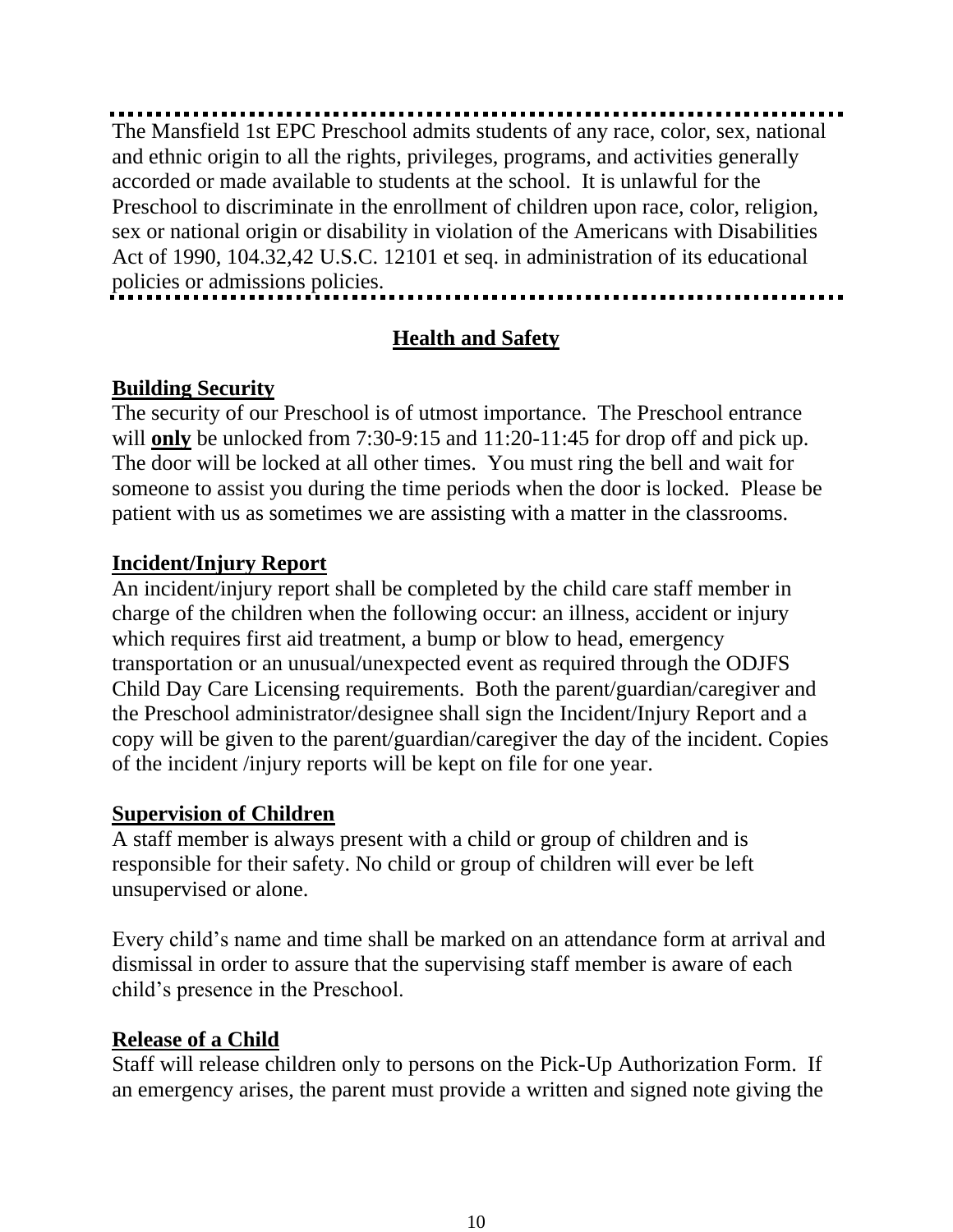The Mansfield 1st EPC Preschool admits students of any race, color, sex, national and ethnic origin to all the rights, privileges, programs, and activities generally accorded or made available to students at the school. It is unlawful for the Preschool to discriminate in the enrollment of children upon race, color, religion, sex or national origin or disability in violation of the Americans with Disabilities Act of 1990, 104.32,42 U.S.C. 12101 et seq. in administration of its educational policies or admissions policies.

## Health and Safety

### Building Security

The security of our Preschool is of utmost importance. The Preschool entrance will **only** be unlocked from 7:30-9:15 and 11:20-11:45 for drop off and pick up. The door will be locked at all other times. You must ring the bell and wait for someone to assist you during the time periods when the door is locked. Please be patient with us as sometimes we are assisting with a matter in the classrooms.

### Incident/Injury Report

An incident/injury report shall be completed by the child care staff member in charge of the children when the following occur: an illness, accident or injury which requires first aid treatment, a bump or blow to head, emergency transportation or an unusual/unexpected event as required through the ODJFS Child Day Care Licensing requirements. Both the parent/guardian/caregiver and the Preschool administrator/designee shall sign the Incident/Injury Report and a copy will be given to the parent/guardian/caregiver the day of the incident. Copies of the incident /injury reports will be kept on file for one year.

### Supervision of Children

A staff member is always present with a child or group of children and is responsible for their safety. No child or group of children will ever be left unsupervised or alone.

Every child's name and time shall be marked on an attendance form at arrival and dismissal in order to assure that the supervising staff member is aware of each child's presence in the Preschool.

### Release of a Child

Staff will release children only to persons on the Pick-Up Authorization Form. If an emergency arises, the parent must provide a written and signed note giving the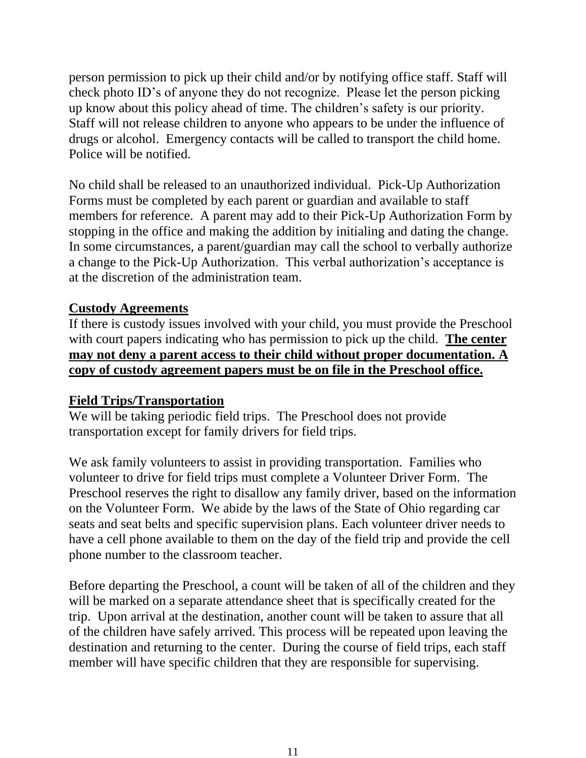person permission to pick up their child and/or by notifying office staff. Staff will check photo ID's of anyone they do not recognize. Please let the person picking up know about this policy ahead of time. The children's safety is our priority. Staff will not release children to anyone who appears to be under the influence of drugs or alcohol. Emergency contacts will be called to transport the child home. Police will be notified.

No child shall be released to an unauthorized individual. Pick-Up Authorization Forms must be completed by each parent or guardian and available to staff members for reference. A parent may add to their Pick-Up Authorization Form by stopping in the office and making the addition by initialing and dating the change. In some circumstances, a parent/guardian may call the school to verbally authorize a change to the Pick-Up Authorization. This verbal authorization's acceptance is at the discretion of the administration team.

## Custody Agreements

If there is custody issues involved with your child, you must provide the Preschool with court papers indicating who has permission to pick up the child. **The center may not deny a parent access to their child without proper documentation. A copy of custody agreement papers must be on file in the Preschool office.**

## Field Trips/Transportation

We will be taking periodic field trips. The Preschool does not provide transportation except for family drivers for field trips.

We ask family volunteers to assist in providing transportation. Families who volunteer to drive for field trips must complete a Volunteer Driver Form. The Preschool reserves the right to disallow any family driver, based on the information on the Volunteer Form. We abide by the laws of the State of Ohio regarding car seats and seat belts and specific supervision plans. Each volunteer driver needs to have a cell phone available to them on the day of the field trip and provide the cell phone number to the classroom teacher.

Before departing the Preschool, a count will be taken of all of the children and they will be marked on a separate attendance sheet that is specifically created for the trip. Upon arrival at the destination, another count will be taken to assure that all of the children have safely arrived. This process will be repeated upon leaving the destination and returning to the center. During the course of field trips, each staff member will have specific children that they are responsible for supervising.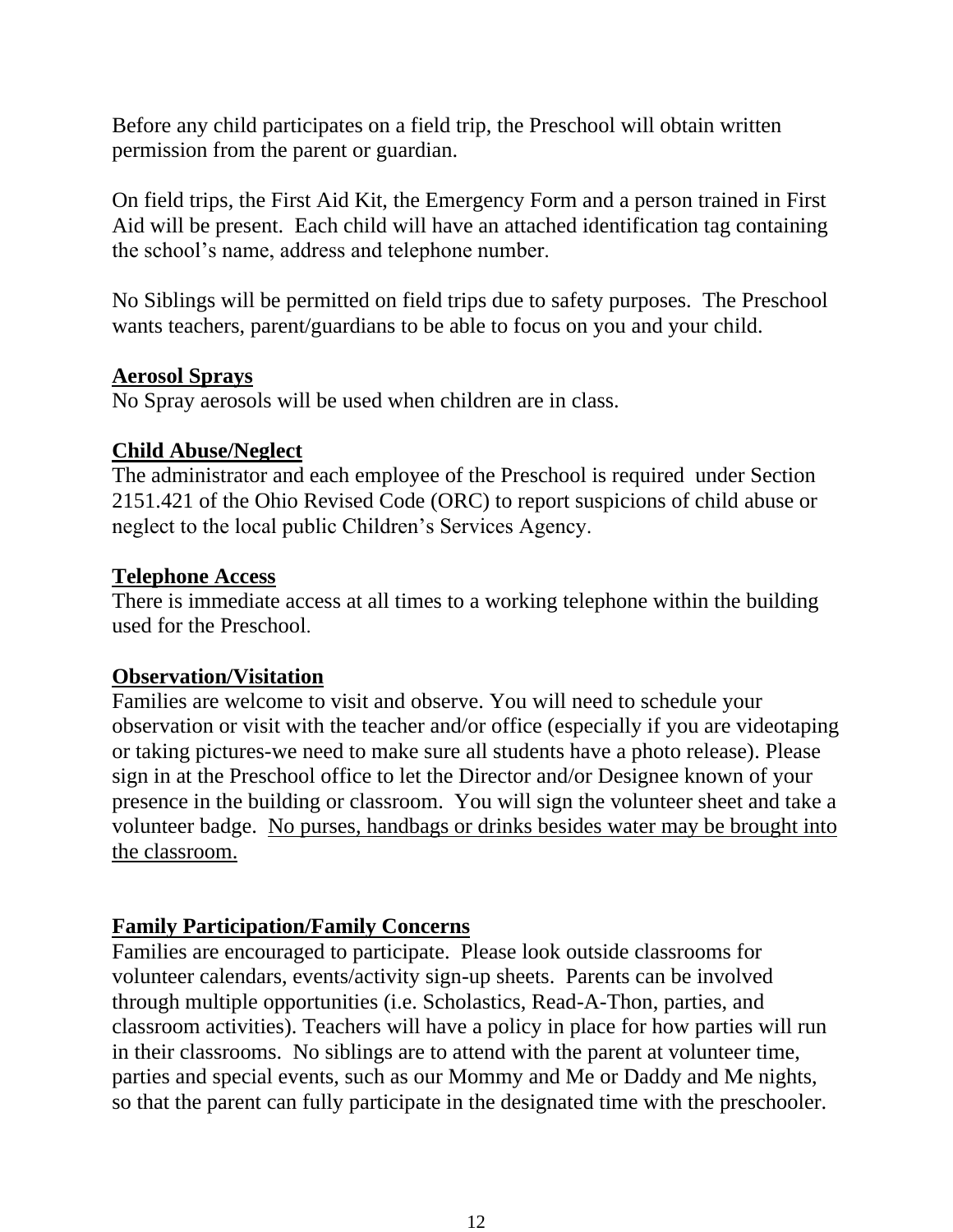Before any child participates on a field trip, the Preschool will obtain written permission from the parent or guardian.

On field trips, the First Aid Kit, the Emergency Form and a person trained in First Aid will be present. Each child will have an attached identification tag containing the school's name, address and telephone number.

No Siblings will be permitted on field trips due to safety purposes. The Preschool wants teachers, parent/guardians to be able to focus on you and your child.

<u>**Aerosol Sprays**</u>
No Spray aerosols will be used when children are in class.

<u>**Child Abuse/Neglect**</u>
The administrator and each employee of the Preschool is required under Section 2151.421 of the Ohio Revised Code (ORC) to report suspicions of child abuse or neglect to the local public Children's Services Agency.

<u>**Telephone Access**</u>
There is immediate access at all times to a working telephone within the building used for the Preschool.

<u>**Observation/Visitation**</u>
Families are welcome to visit and observe. You will need to schedule your observation or visit with the teacher and/or office (especially if you are videotaping or taking pictures-we need to make sure all students have a photo release). Please sign in at the Preschool office to let the Director and/or Designee known of your presence in the building or classroom. You will sign the volunteer sheet and take a volunteer badge. <u>No purses, handbags or drinks besides water may be brought into the classroom.</u>

<u>**Family Participation/Family Concerns**</u>
Families are encouraged to participate. Please look outside classrooms for volunteer calendars, events/activity sign-up sheets. Parents can be involved through multiple opportunities (i.e. Scholastics, Read-A-Thon, parties, and classroom activities). Teachers will have a policy in place for how parties will run in their classrooms. No siblings are to attend with the parent at volunteer time, parties and special events, such as our Mommy and Me or Daddy and Me nights, so that the parent can fully participate in the designated time with the preschooler.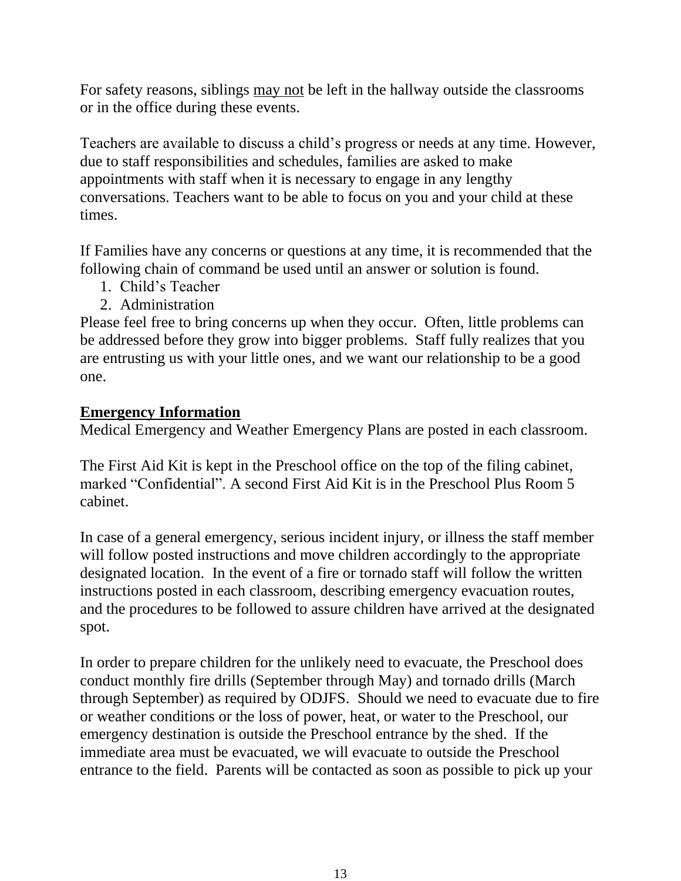For safety reasons, siblings <u>may not</u> be left in the hallway outside the classrooms or in the office during these events.

Teachers are available to discuss a child's progress or needs at any time. However, due to staff responsibilities and schedules, families are asked to make appointments with staff when it is necessary to engage in any lengthy conversations. Teachers want to be able to focus on you and your child at these times.

If Families have any concerns or questions at any time, it is recommended that the following chain of command be used until an answer or solution is found.

1. Child's Teacher
2. Administration

Please feel free to bring concerns up when they occur. Often, little problems can be addressed before they grow into bigger problems. Staff fully realizes that you are entrusting us with your little ones, and we want our relationship to be a good one.

**<u>Emergency Information</u>**

Medical Emergency and Weather Emergency Plans are posted in each classroom.

The First Aid Kit is kept in the Preschool office on the top of the filing cabinet, marked "Confidential". A second First Aid Kit is in the Preschool Plus Room 5 cabinet.

In case of a general emergency, serious incident injury, or illness the staff member will follow posted instructions and move children accordingly to the appropriate designated location. In the event of a fire or tornado staff will follow the written instructions posted in each classroom, describing emergency evacuation routes, and the procedures to be followed to assure children have arrived at the designated spot.

In order to prepare children for the unlikely need to evacuate, the Preschool does conduct monthly fire drills (September through May) and tornado drills (March through September) as required by ODJFS. Should we need to evacuate due to fire or weather conditions or the loss of power, heat, or water to the Preschool, our emergency destination is outside the Preschool entrance by the shed. If the immediate area must be evacuated, we will evacuate to outside the Preschool entrance to the field. Parents will be contacted as soon as possible to pick up your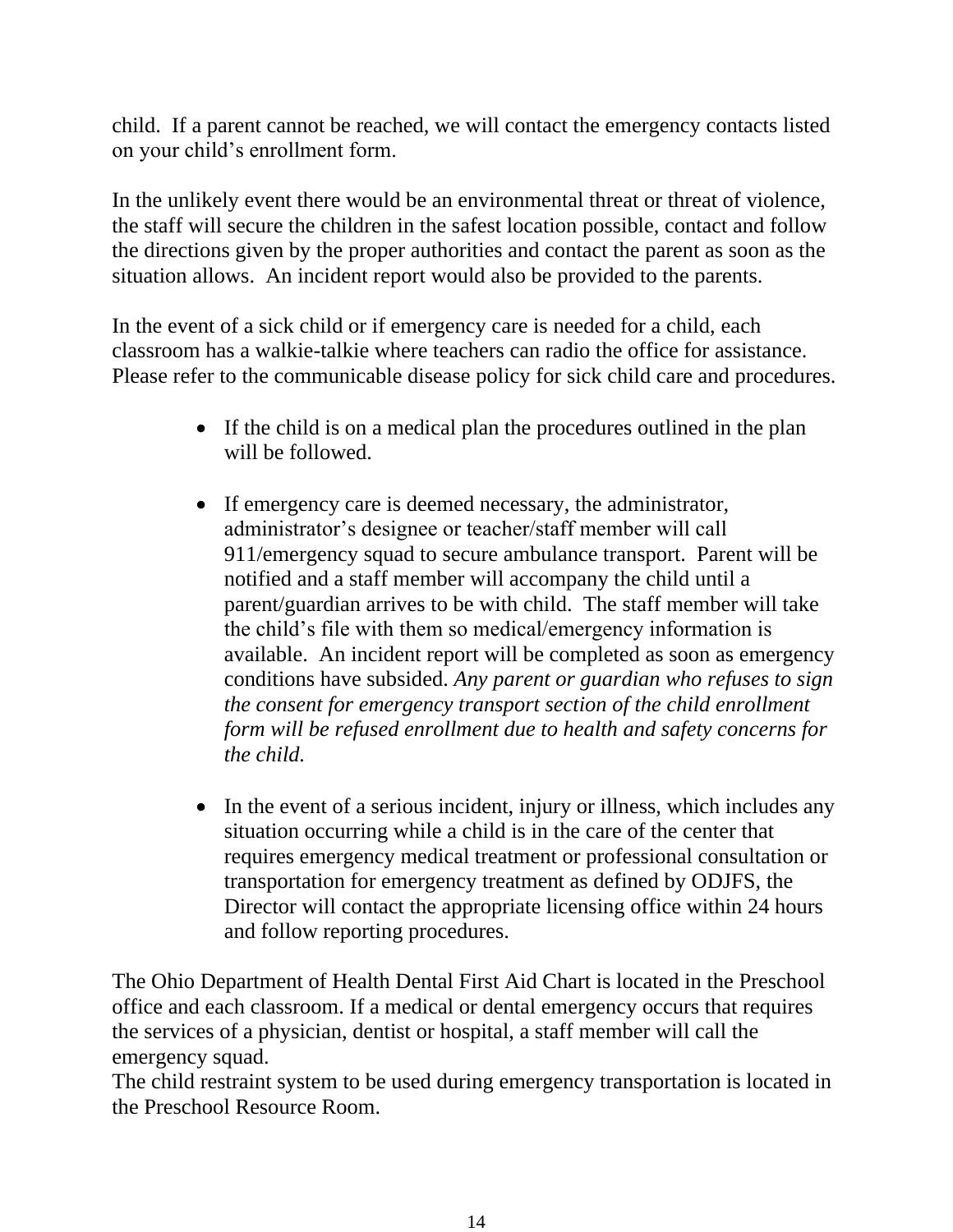child. If a parent cannot be reached, we will contact the emergency contacts listed on your child's enrollment form.

In the unlikely event there would be an environmental threat or threat of violence, the staff will secure the children in the safest location possible, contact and follow the directions given by the proper authorities and contact the parent as soon as the situation allows. An incident report would also be provided to the parents.

In the event of a sick child or if emergency care is needed for a child, each classroom has a walkie-talkie where teachers can radio the office for assistance. Please refer to the communicable disease policy for sick child care and procedures.

- If the child is on a medical plan the procedures outlined in the plan will be followed.

- If emergency care is deemed necessary, the administrator, administrator's designee or teacher/staff member will call 911/emergency squad to secure ambulance transport. Parent will be notified and a staff member will accompany the child until a parent/guardian arrives to be with child. The staff member will take the child's file with them so medical/emergency information is available. An incident report will be completed as soon as emergency conditions have subsided. *Any parent or guardian who refuses to sign the consent for emergency transport section of the child enrollment form will be refused enrollment due to health and safety concerns for the child.*

- In the event of a serious incident, injury or illness, which includes any situation occurring while a child is in the care of the center that requires emergency medical treatment or professional consultation or transportation for emergency treatment as defined by ODJFS, the Director will contact the appropriate licensing office within 24 hours and follow reporting procedures.

The Ohio Department of Health Dental First Aid Chart is located in the Preschool office and each classroom. If a medical or dental emergency occurs that requires the services of a physician, dentist or hospital, a staff member will call the emergency squad.
The child restraint system to be used during emergency transportation is located in the Preschool Resource Room.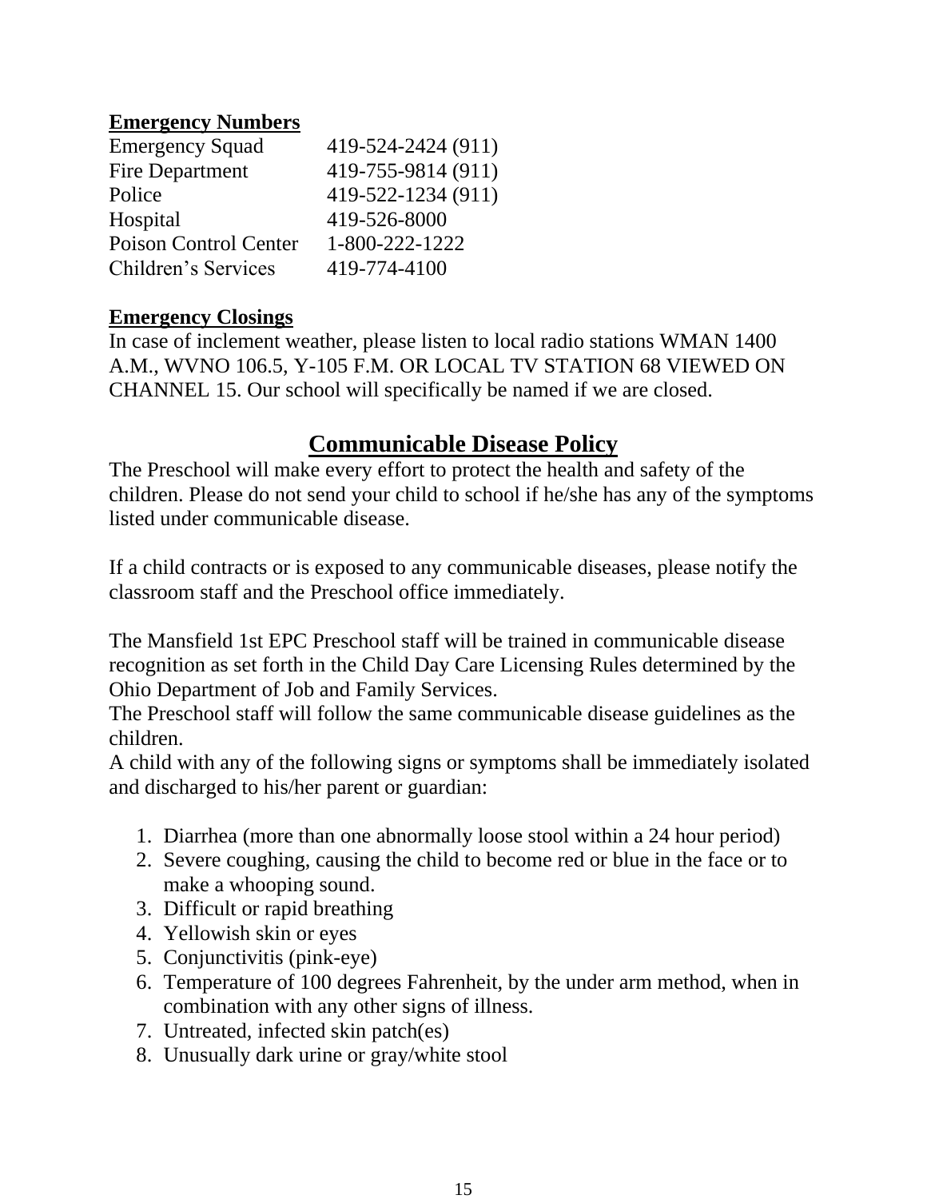**Emergency Numbers**

| | |
|---|---|
| Emergency Squad | 419-524-2424 (911) |
| Fire Department | 419-755-9814 (911) |
| Police | 419-522-1234 (911) |
| Hospital | 419-526-8000 |
| Poison Control Center | 1-800-222-1222 |
| Children's Services | 419-774-4100 |

**Emergency Closings**

In case of inclement weather, please listen to local radio stations WMAN 1400 A.M., WVNO 106.5, Y-105 F.M. OR LOCAL TV STATION 68 VIEWED ON CHANNEL 15. Our school will specifically be named if we are closed.

## Communicable Disease Policy

The Preschool will make every effort to protect the health and safety of the children. Please do not send your child to school if he/she has any of the symptoms listed under communicable disease.

If a child contracts or is exposed to any communicable diseases, please notify the classroom staff and the Preschool office immediately.

The Mansfield 1st EPC Preschool staff will be trained in communicable disease recognition as set forth in the Child Day Care Licensing Rules determined by the Ohio Department of Job and Family Services.
The Preschool staff will follow the same communicable disease guidelines as the children.
A child with any of the following signs or symptoms shall be immediately isolated and discharged to his/her parent or guardian:

1. Diarrhea (more than one abnormally loose stool within a 24 hour period)
2. Severe coughing, causing the child to become red or blue in the face or to make a whooping sound.
3. Difficult or rapid breathing
4. Yellowish skin or eyes
5. Conjunctivitis (pink-eye)
6. Temperature of 100 degrees Fahrenheit, by the under arm method, when in combination with any other signs of illness.
7. Untreated, infected skin patch(es)
8. Unusually dark urine or gray/white stool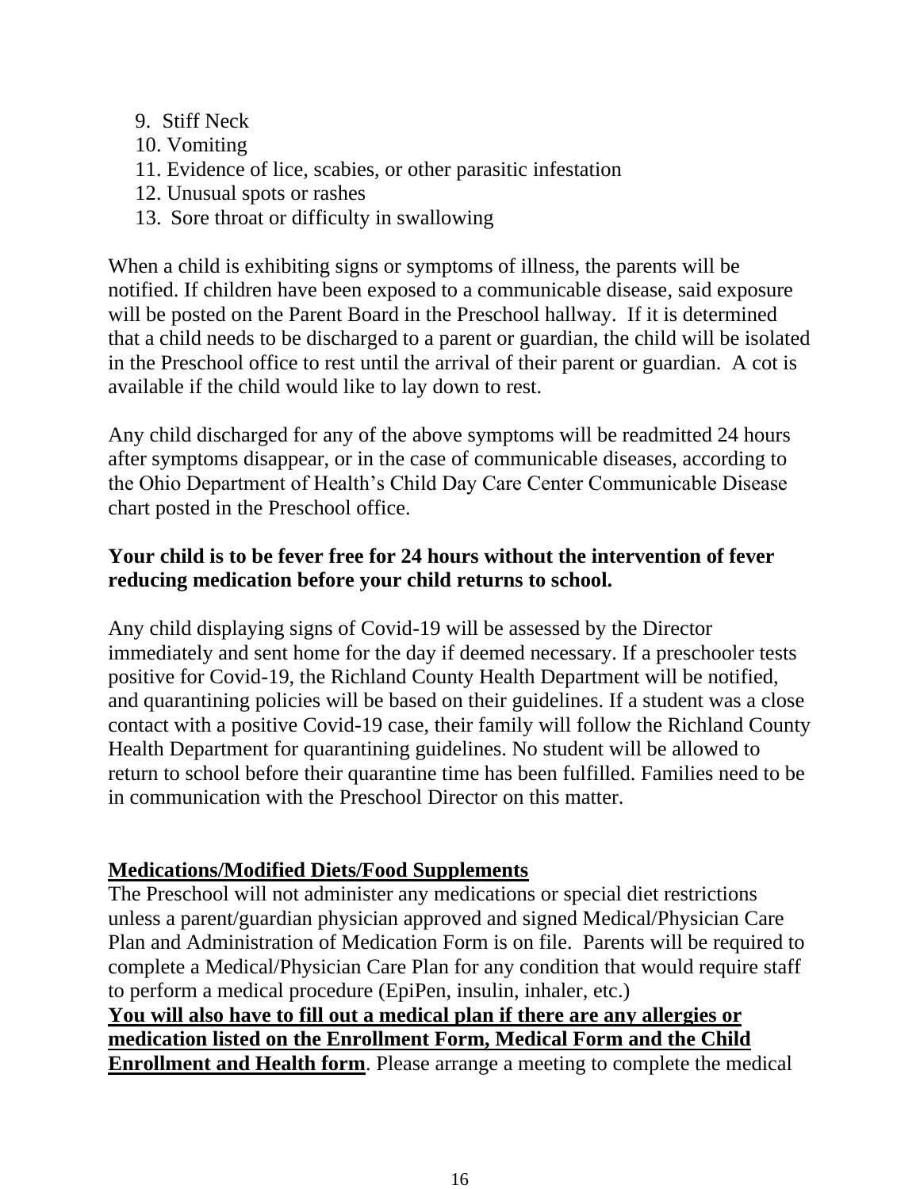9. Stiff Neck
10. Vomiting
11. Evidence of lice, scabies, or other parasitic infestation
12. Unusual spots or rashes
13. Sore throat or difficulty in swallowing

When a child is exhibiting signs or symptoms of illness, the parents will be notified. If children have been exposed to a communicable disease, said exposure will be posted on the Parent Board in the Preschool hallway. If it is determined that a child needs to be discharged to a parent or guardian, the child will be isolated in the Preschool office to rest until the arrival of their parent or guardian. A cot is available if the child would like to lay down to rest.

Any child discharged for any of the above symptoms will be readmitted 24 hours after symptoms disappear, or in the case of communicable diseases, according to the Ohio Department of Health's Child Day Care Center Communicable Disease chart posted in the Preschool office.

**Your child is to be fever free for 24 hours without the intervention of fever reducing medication before your child returns to school.**

Any child displaying signs of Covid-19 will be assessed by the Director immediately and sent home for the day if deemed necessary. If a preschooler tests positive for Covid-19, the Richland County Health Department will be notified, and quarantining policies will be based on their guidelines. If a student was a close contact with a positive Covid-19 case, their family will follow the Richland County Health Department for quarantining guidelines. No student will be allowed to return to school before their quarantine time has been fulfilled. Families need to be in communication with the Preschool Director on this matter.

## Medications/Modified Diets/Food Supplements

The Preschool will not administer any medications or special diet restrictions unless a parent/guardian physician approved and signed Medical/Physician Care Plan and Administration of Medication Form is on file. Parents will be required to complete a Medical/Physician Care Plan for any condition that would require staff to perform a medical procedure (EpiPen, insulin, inhaler, etc.)
**You will also have to fill out a medical plan if there are any allergies or medication listed on the Enrollment Form, Medical Form and the Child Enrollment and Health form**. Please arrange a meeting to complete the medical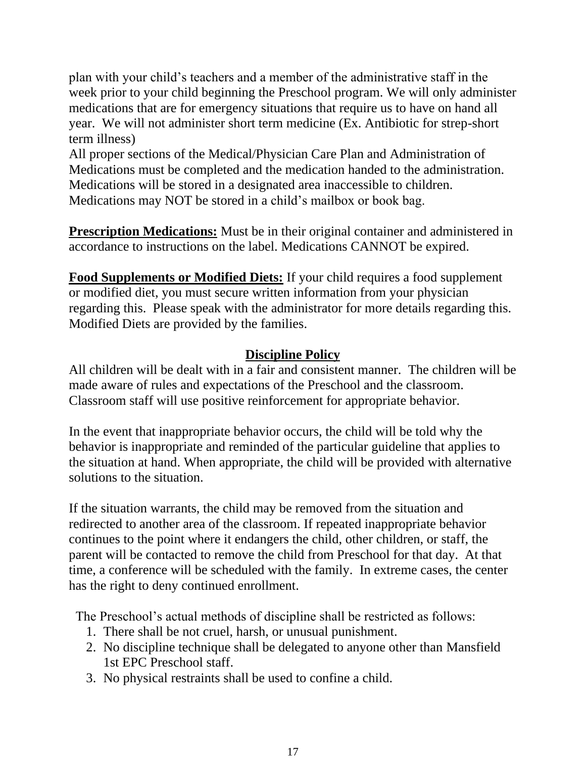plan with your child's teachers and a member of the administrative staff in the week prior to your child beginning the Preschool program. We will only administer medications that are for emergency situations that require us to have on hand all year. We will not administer short term medicine (Ex. Antibiotic for strep-short term illness)
All proper sections of the Medical/Physician Care Plan and Administration of Medications must be completed and the medication handed to the administration. Medications will be stored in a designated area inaccessible to children. Medications may NOT be stored in a child's mailbox or book bag.

**Prescription Medications:** Must be in their original container and administered in accordance to instructions on the label. Medications CANNOT be expired.

**Food Supplements or Modified Diets:** If your child requires a food supplement or modified diet, you must secure written information from your physician regarding this. Please speak with the administrator for more details regarding this. Modified Diets are provided by the families.

## Discipline Policy

All children will be dealt with in a fair and consistent manner. The children will be made aware of rules and expectations of the Preschool and the classroom. Classroom staff will use positive reinforcement for appropriate behavior.

In the event that inappropriate behavior occurs, the child will be told why the behavior is inappropriate and reminded of the particular guideline that applies to the situation at hand. When appropriate, the child will be provided with alternative solutions to the situation.

If the situation warrants, the child may be removed from the situation and redirected to another area of the classroom. If repeated inappropriate behavior continues to the point where it endangers the child, other children, or staff, the parent will be contacted to remove the child from Preschool for that day. At that time, a conference will be scheduled with the family. In extreme cases, the center has the right to deny continued enrollment.

The Preschool's actual methods of discipline shall be restricted as follows:

1. There shall be not cruel, harsh, or unusual punishment.
2. No discipline technique shall be delegated to anyone other than Mansfield 1st EPC Preschool staff.
3. No physical restraints shall be used to confine a child.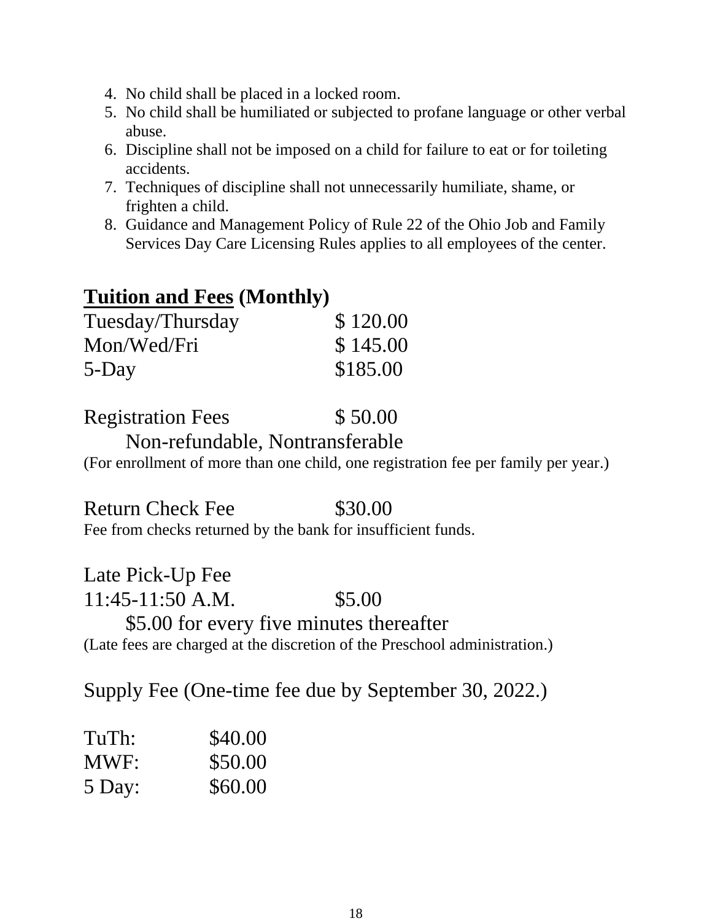4. No child shall be placed in a locked room.
5. No child shall be humiliated or subjected to profane language or other verbal abuse.
6. Discipline shall not be imposed on a child for failure to eat or for toileting accidents.
7. Techniques of discipline shall not unnecessarily humiliate, shame, or frighten a child.
8. Guidance and Management Policy of Rule 22 of the Ohio Job and Family Services Day Care Licensing Rules applies to all employees of the center.

## **Tuition and Fees** (Monthly)

| | |
|---|---|
| Tuesday/Thursday | $ 120.00 |
| Mon/Wed/Fri | $ 145.00 |
| 5-Day | $185.00 |

Registration Fees $ 50.00

Non-refundable, Nontransferable

(For enrollment of more than one child, one registration fee per family per year.)

Return Check Fee $30.00

Fee from checks returned by the bank for insufficient funds.

Late Pick-Up Fee

11:45-11:50 A.M. $5.00

$5.00 for every five minutes thereafter

(Late fees are charged at the discretion of the Preschool administration.)

Supply Fee (One-time fee due by September 30, 2022.)

| | |
|---|---|
| TuTh: | $40.00 |
| MWF: | $50.00 |
| 5 Day: | $60.00 |